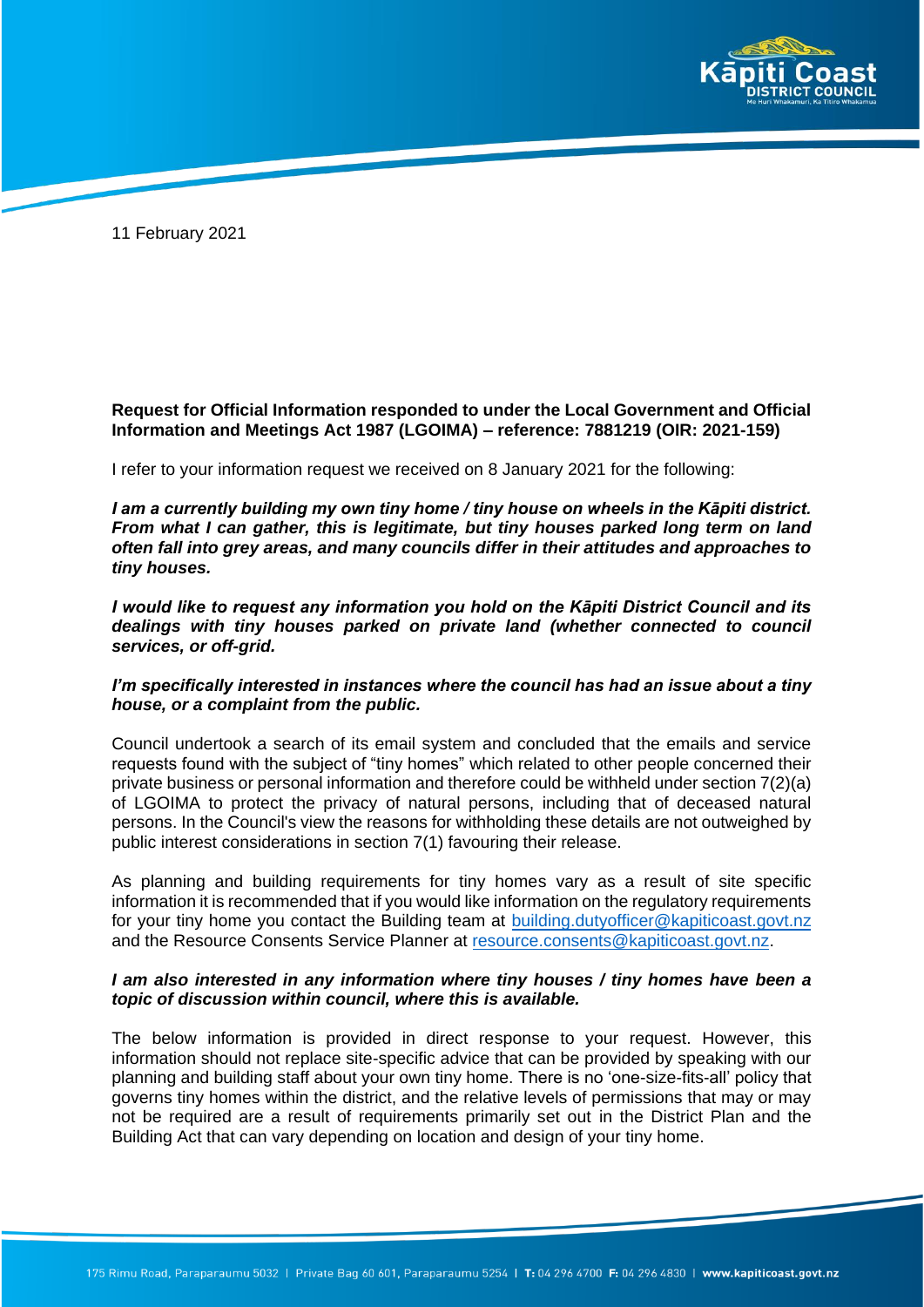11 February 2021

**Request for Official Information responded to under the Local Government and Official Information and Meetings Act 1987 (LGOIMA) – reference: 7881219 (OIR: 2021-159)**

I refer to your information request we received on 8 January 2021 for the following:

***I am a currently building my own tiny home / tiny house on wheels in the Kāpiti district. From what I can gather, this is legitimate, but tiny houses parked long term on land often fall into grey areas, and many councils differ in their attitudes and approaches to tiny houses.***

***I would like to request any information you hold on the Kāpiti District Council and its dealings with tiny houses parked on private land (whether connected to council services, or off-grid.***

***I'm specifically interested in instances where the council has had an issue about a tiny house, or a complaint from the public.***

Council undertook a search of its email system and concluded that the emails and service requests found with the subject of "tiny homes" which related to other people concerned their private business or personal information and therefore could be withheld under section 7(2)(a) of LGOIMA to protect the privacy of natural persons, including that of deceased natural persons. In the Council's view the reasons for withholding these details are not outweighed by public interest considerations in section 7(1) favouring their release.

As planning and building requirements for tiny homes vary as a result of site specific information it is recommended that if you would like information on the regulatory requirements for your tiny home you contact the Building team at building.dutyofficer@kapiticoast.govt.nz and the Resource Consents Service Planner at resource.consents@kapiticoast.govt.nz.

***I am also interested in any information where tiny houses / tiny homes have been a topic of discussion within council, where this is available.***

The below information is provided in direct response to your request. However, this information should not replace site-specific advice that can be provided by speaking with our planning and building staff about your own tiny home. There is no 'one-size-fits-all' policy that governs tiny homes within the district, and the relative levels of permissions that may or may not be required are a result of requirements primarily set out in the District Plan and the Building Act that can vary depending on location and design of your tiny home.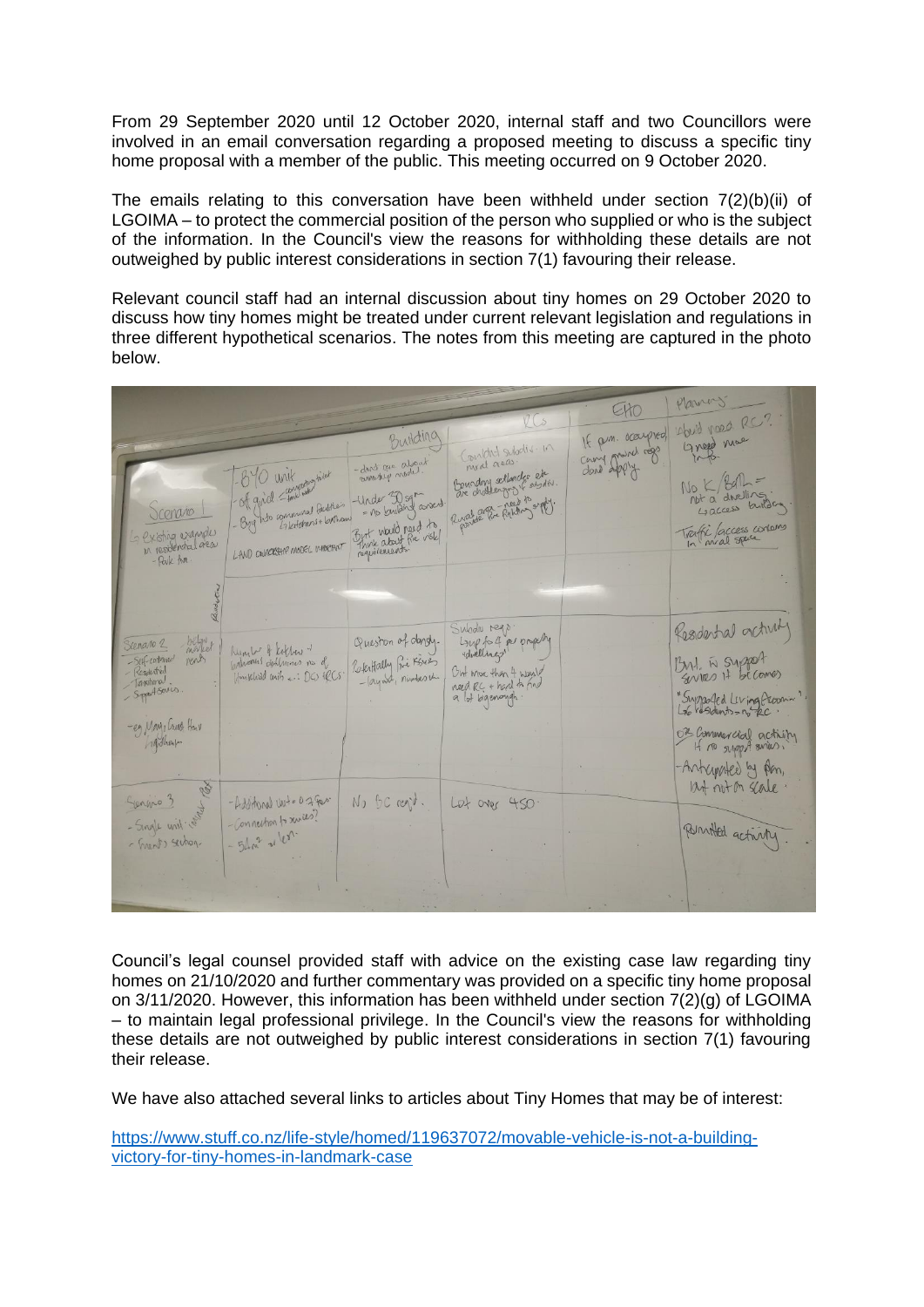From 29 September 2020 until 12 October 2020, internal staff and two Councillors were involved in an email conversation regarding a proposed meeting to discuss a specific tiny home proposal with a member of the public. This meeting occurred on 9 October 2020.

The emails relating to this conversation have been withheld under section 7(2)(b)(ii) of LGOIMA – to protect the commercial position of the person who supplied or who is the subject of the information. In the Council's view the reasons for withholding these details are not outweighed by public interest considerations in section 7(1) favouring their release.

Relevant council staff had an internal discussion about tiny homes on 29 October 2020 to discuss how tiny homes might be treated under current relevant legislation and regulations in three different hypothetical scenarios. The notes from this meeting are captured in the photo below.

Council's legal counsel provided staff with advice on the existing case law regarding tiny homes on 21/10/2020 and further commentary was provided on a specific tiny home proposal on 3/11/2020. However, this information has been withheld under section 7(2)(g) of LGOIMA – to maintain legal professional privilege. In the Council's view the reasons for withholding these details are not outweighed by public interest considerations in section 7(1) favouring their release.

We have also attached several links to articles about Tiny Homes that may be of interest:

https://www.stuff.co.nz/life-style/homed/119637072/movable-vehicle-is-not-a-building-victory-for-tiny-homes-in-landmark-case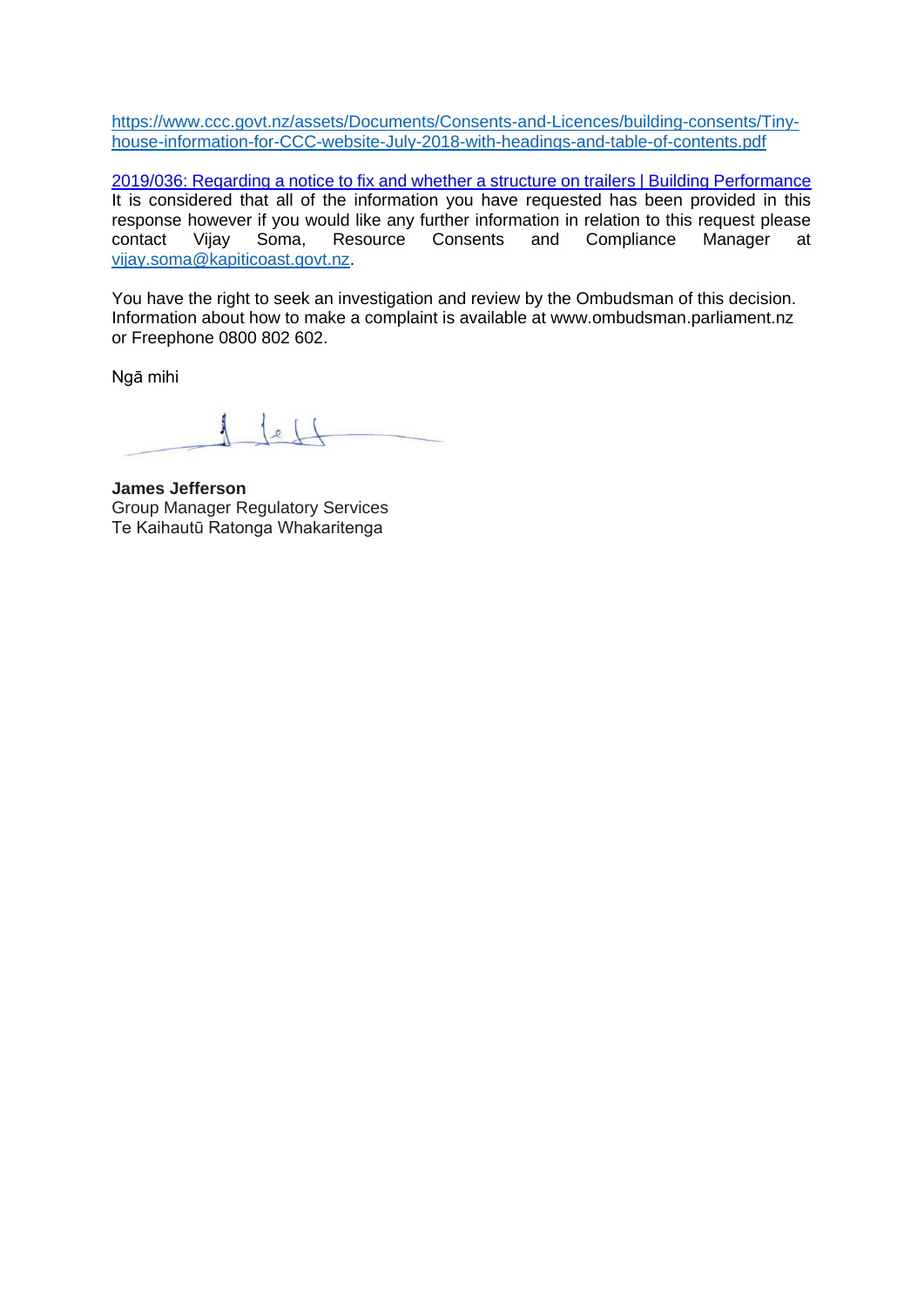[https://www.ccc.govt.nz/assets/Documents/Consents-and-Licences/building-consents/Tiny-house-information-for-CCC-website-July-2018-with-headings-and-table-of-contents.pdf](https://www.ccc.govt.nz/assets/Documents/Consents-and-Licences/building-consents/Tiny-house-information-for-CCC-website-July-2018-with-headings-and-table-of-contents.pdf)

2019/036: Regarding a notice to fix and whether a structure on trailers | Building Performance
It is considered that all of the information you have requested has been provided in this response however if you would like any further information in relation to this request please contact Vijay Soma, Resource Consents and Compliance Manager at vijay.soma@kapiticoast.govt.nz.

You have the right to seek an investigation and review by the Ombudsman of this decision. Information about how to make a complaint is available at www.ombudsman.parliament.nz or Freephone 0800 802 602.

Ngā mihi

**James Jefferson**
Group Manager Regulatory Services
Te Kaihautū Ratonga Whakaritenga